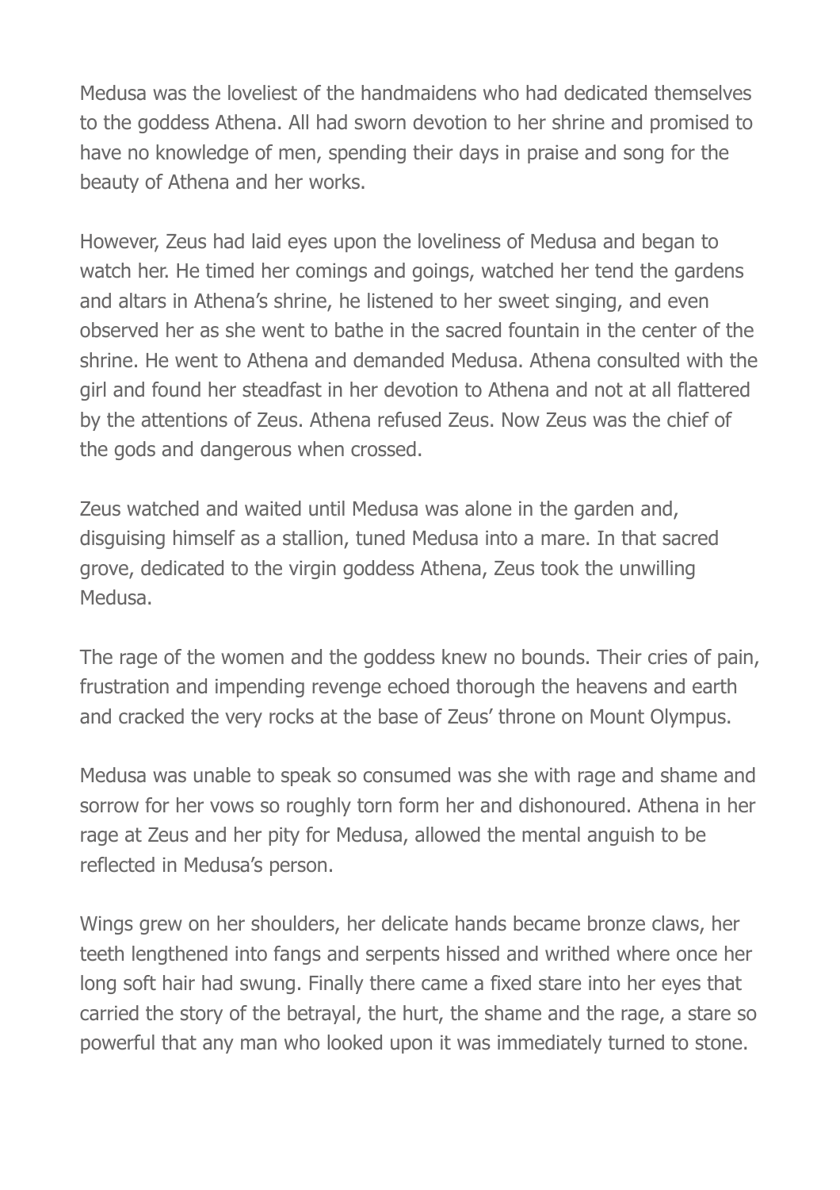Medusa was the loveliest of the handmaidens who had dedicated themselves to the goddess Athena. All had sworn devotion to her shrine and promised to have no knowledge of men, spending their days in praise and song for the beauty of Athena and her works.

However, Zeus had laid eyes upon the loveliness of Medusa and began to watch her. He timed her comings and goings, watched her tend the gardens and altars in Athena's shrine, he listened to her sweet singing, and even observed her as she went to bathe in the sacred fountain in the center of the shrine. He went to Athena and demanded Medusa. Athena consulted with the girl and found her steadfast in her devotion to Athena and not at all flattered by the attentions of Zeus. Athena refused Zeus. Now Zeus was the chief of the gods and dangerous when crossed.

Zeus watched and waited until Medusa was alone in the garden and, disguising himself as a stallion, tuned Medusa into a mare. In that sacred grove, dedicated to the virgin goddess Athena, Zeus took the unwilling Medusa.

The rage of the women and the goddess knew no bounds. Their cries of pain, frustration and impending revenge echoed thorough the heavens and earth and cracked the very rocks at the base of Zeus' throne on Mount Olympus.

Medusa was unable to speak so consumed was she with rage and shame and sorrow for her vows so roughly torn form her and dishonoured. Athena in her rage at Zeus and her pity for Medusa, allowed the mental anguish to be reflected in Medusa's person.

Wings grew on her shoulders, her delicate hands became bronze claws, her teeth lengthened into fangs and serpents hissed and writhed where once her long soft hair had swung. Finally there came a fixed stare into her eyes that carried the story of the betrayal, the hurt, the shame and the rage, a stare so powerful that any man who looked upon it was immediately turned to stone.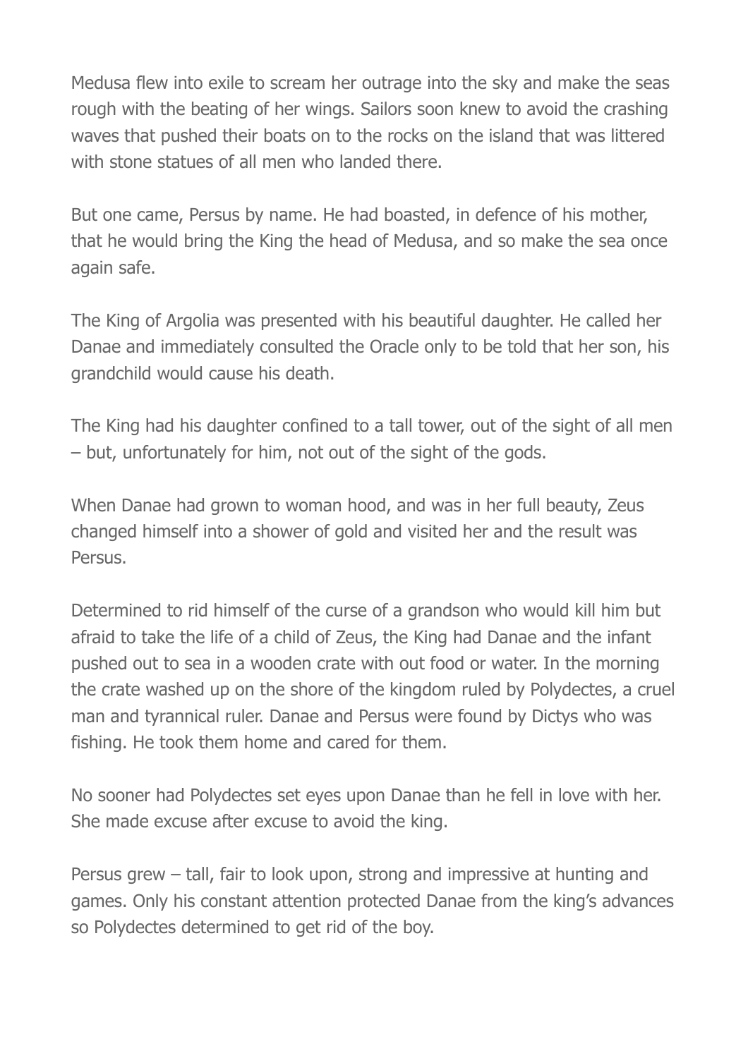Medusa flew into exile to scream her outrage into the sky and make the seas rough with the beating of her wings. Sailors soon knew to avoid the crashing waves that pushed their boats on to the rocks on the island that was littered with stone statues of all men who landed there.

But one came, Persus by name. He had boasted, in defence of his mother, that he would bring the King the head of Medusa, and so make the sea once again safe.

The King of Argolia was presented with his beautiful daughter. He called her Danae and immediately consulted the Oracle only to be told that her son, his grandchild would cause his death.

The King had his daughter confined to a tall tower, out of the sight of all men – but, unfortunately for him, not out of the sight of the gods.

When Danae had grown to woman hood, and was in her full beauty, Zeus changed himself into a shower of gold and visited her and the result was Persus.

Determined to rid himself of the curse of a grandson who would kill him but afraid to take the life of a child of Zeus, the King had Danae and the infant pushed out to sea in a wooden crate with out food or water. In the morning the crate washed up on the shore of the kingdom ruled by Polydectes, a cruel man and tyrannical ruler. Danae and Persus were found by Dictys who was fishing. He took them home and cared for them.

No sooner had Polydectes set eyes upon Danae than he fell in love with her. She made excuse after excuse to avoid the king.

Persus grew – tall, fair to look upon, strong and impressive at hunting and games. Only his constant attention protected Danae from the king's advances so Polydectes determined to get rid of the boy.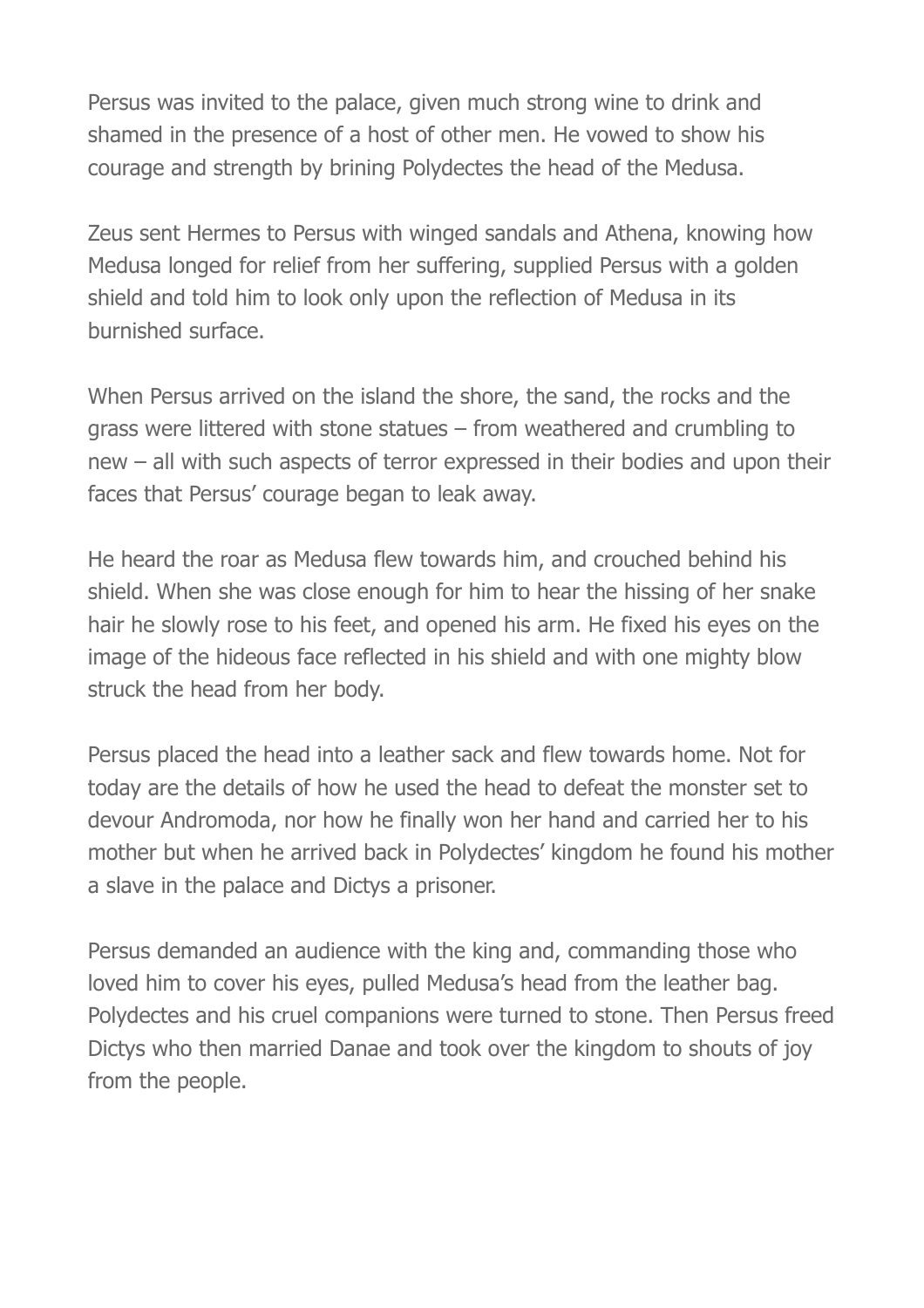Persus was invited to the palace, given much strong wine to drink and shamed in the presence of a host of other men. He vowed to show his courage and strength by brining Polydectes the head of the Medusa.

Zeus sent Hermes to Persus with winged sandals and Athena, knowing how Medusa longed for relief from her suffering, supplied Persus with a golden shield and told him to look only upon the reflection of Medusa in its burnished surface.

When Persus arrived on the island the shore, the sand, the rocks and the grass were littered with stone statues – from weathered and crumbling to new – all with such aspects of terror expressed in their bodies and upon their faces that Persus' courage began to leak away.

He heard the roar as Medusa flew towards him, and crouched behind his shield. When she was close enough for him to hear the hissing of her snake hair he slowly rose to his feet, and opened his arm. He fixed his eyes on the image of the hideous face reflected in his shield and with one mighty blow struck the head from her body.

Persus placed the head into a leather sack and flew towards home. Not for today are the details of how he used the head to defeat the monster set to devour Andromoda, nor how he finally won her hand and carried her to his mother but when he arrived back in Polydectes' kingdom he found his mother a slave in the palace and Dictys a prisoner.

Persus demanded an audience with the king and, commanding those who loved him to cover his eyes, pulled Medusa's head from the leather bag. Polydectes and his cruel companions were turned to stone. Then Persus freed Dictys who then married Danae and took over the kingdom to shouts of joy from the people.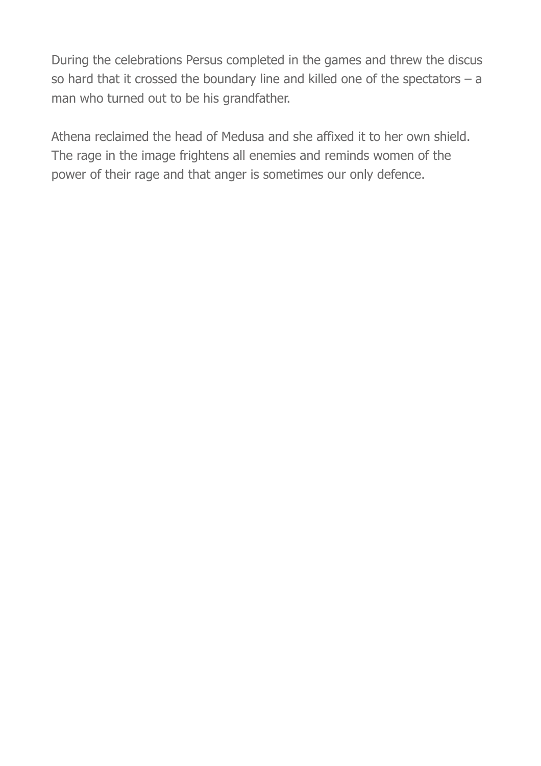During the celebrations Persus completed in the games and threw the discus so hard that it crossed the boundary line and killed one of the spectators – a man who turned out to be his grandfather.

Athena reclaimed the head of Medusa and she affixed it to her own shield. The rage in the image frightens all enemies and reminds women of the power of their rage and that anger is sometimes our only defence.